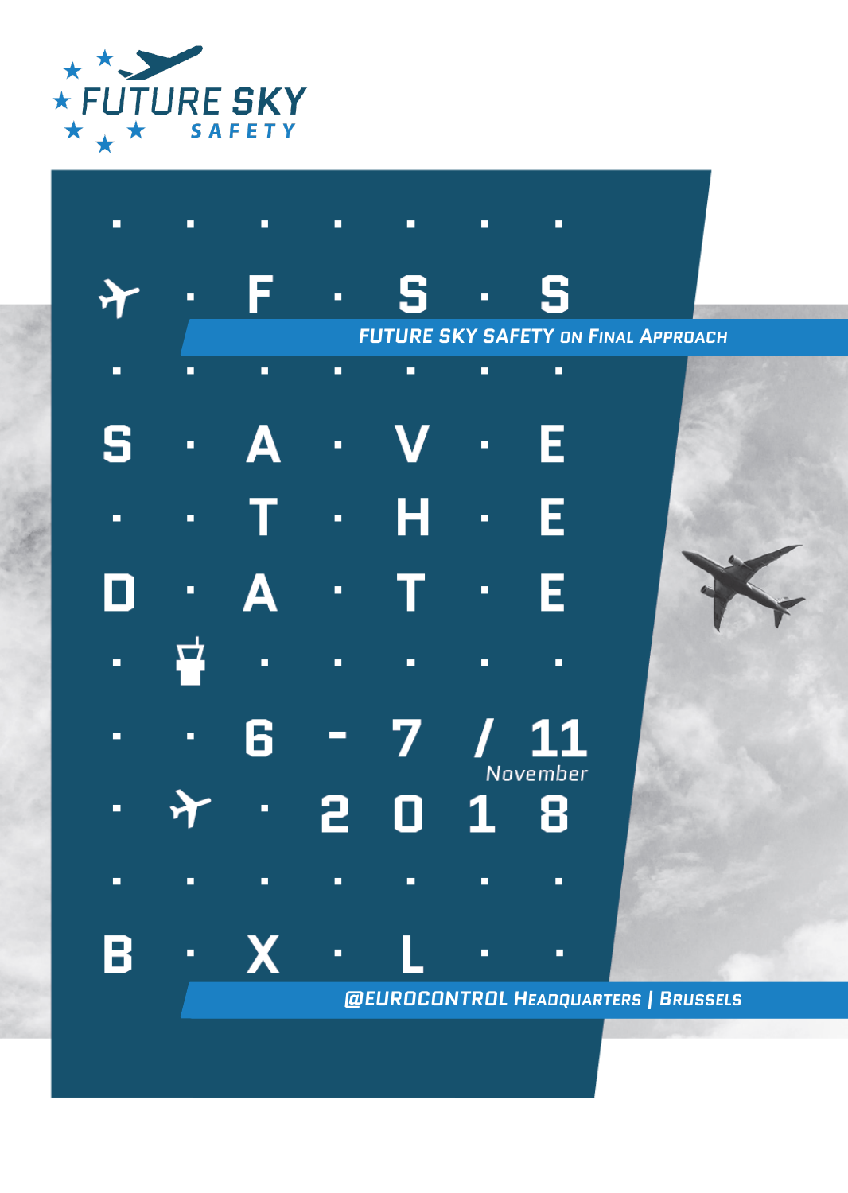FUTURE SKY SAFETY

# F S S

FUTURE SKY SAFETY ON FINAL APPROACH

# SAVE THE DATE

## 6 - 7 / 11 November 2018

## BXL

@EUROCONTROL HEADQUARTERS | BRUSSELS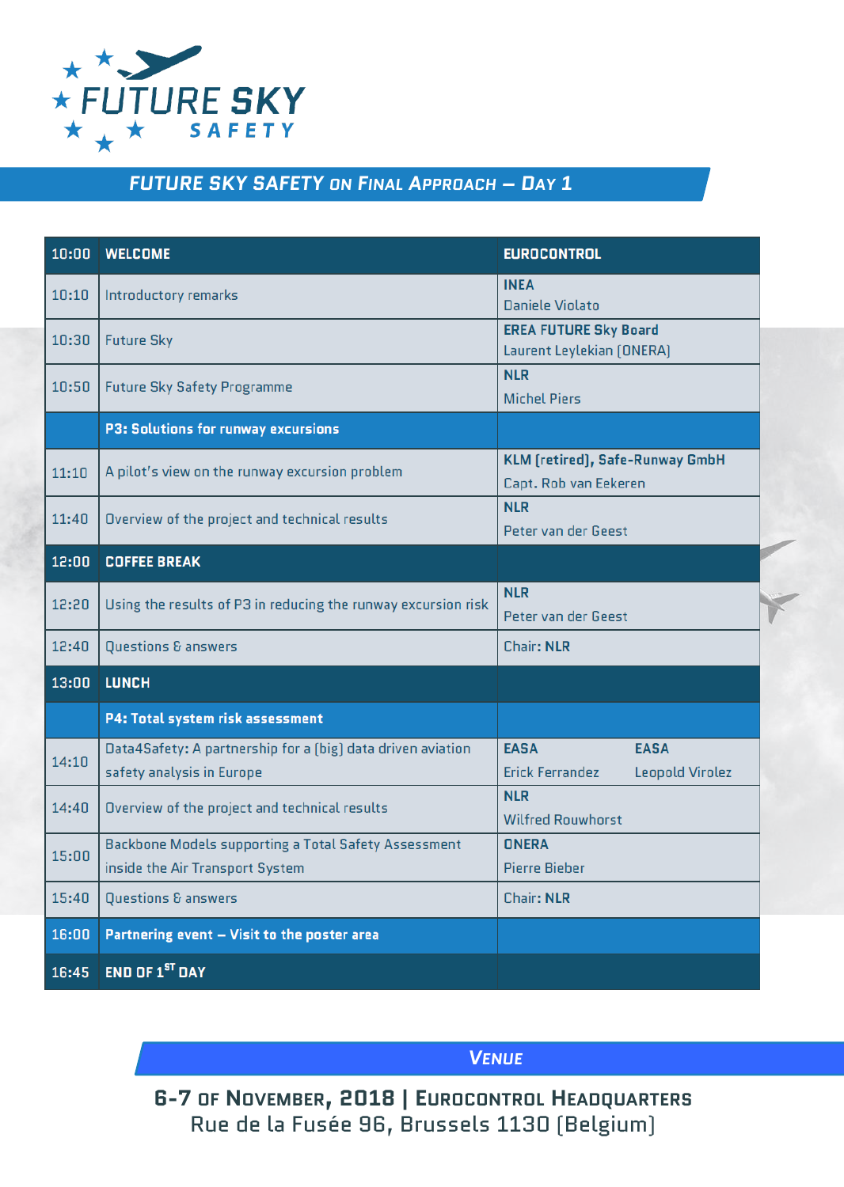# FUTURE SKY SAFETY

## FUTURE SKY SAFETY ON FINAL APPROACH – DAY 1

| | | |
|---|---|---|
| 10:00 | **WELCOME** | **EUROCONTROL** |
| 10:10 | Introductory remarks | **INEA**<br>Daniele Violato |
| 10:30 | Future Sky | **EREA FUTURE Sky Board**<br>Laurent Leylekian (ONERA) |
| 10:50 | Future Sky Safety Programme | **NLR**<br>Michel Piers |
| | **P3: Solutions for runway excursions** | |
| 11:10 | A pilot's view on the runway excursion problem | **KLM (retired), Safe-Runway GmbH**<br>Capt. Rob van Eekeren |
| 11:40 | Overview of the project and technical results | **NLR**<br>Peter van der Geest |
| 12:00 | **COFFEE BREAK** | |
| 12:20 | Using the results of P3 in reducing the runway excursion risk | **NLR**<br>Peter van der Geest |
| 12:40 | Questions & answers | Chair: **NLR** |
| 13:00 | **LUNCH** | |
| | **P4: Total system risk assessment** | |
| 14:10 | Data4Safety: A partnership for a (big) data driven aviation safety analysis in Europe | **EASA**<br>Erick Ferrandez<br>**EASA**<br>Leopold Virolez |
| 14:40 | Overview of the project and technical results | **NLR**<br>Wilfred Rouwhorst |
| 15:00 | Backbone Models supporting a Total Safety Assessment inside the Air Transport System | **ONERA**<br>Pierre Bieber |
| 15:40 | Questions & answers | Chair: **NLR** |
| 16:00 | **Partnering event – Visit to the poster area** | |
| 16:45 | **END OF 1ST DAY** | |

## VENUE

**6-7 OF NOVEMBER, 2018 | EUROCONTROL HEADQUARTERS**
Rue de la Fusée 96, Brussels 1130 (Belgium)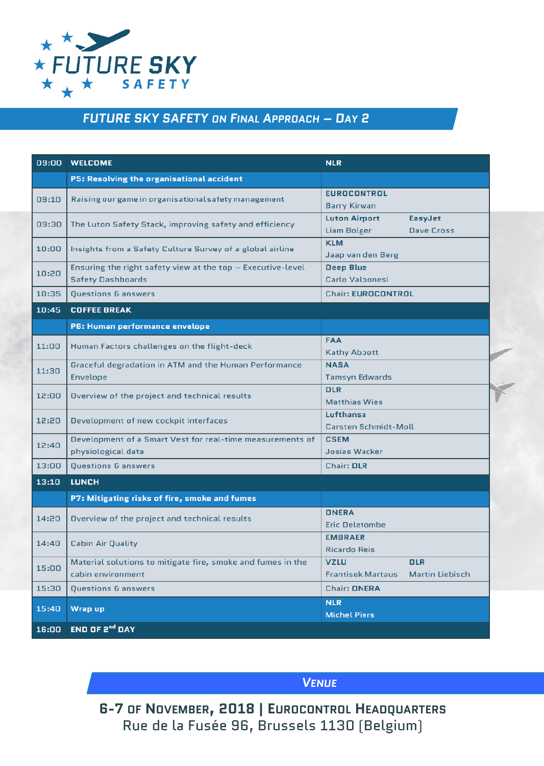# FUTURE SKY SAFETY

## FUTURE SKY SAFETY ON FINAL APPROACH – DAY 2

| Time | Session | Speaker |
|---|---|---|
| 09:00 | **WELCOME** | **NLR** |
| | **P5: Resolving the organisational accident** | |
| 09:10 | Raising our game in organisational safety management | **EUROCONTROL** Barry Kirwan |
| 09:30 | The Luton Safety Stack, improving safety and efficiency | **Luton Airport** Liam Bolger; **EasyJet** Dave Cross |
| 10:00 | Insights from a Safety Culture Survey of a global airline | **KLM** Jaap van den Berg |
| 10:20 | Ensuring the right safety view at the top – Executive-level Safety Dashboards | **Deep Blue** Carlo Valbonesi |
| 10:35 | Questions & answers | Chair: **EUROCONTROL** |
| 10:45 | **COFFEE BREAK** | |
| | **P6: Human performance envelope** | |
| 11:00 | Human Factors challenges on the flight-deck | **FAA** Kathy Abbott |
| 11:30 | Graceful degradation in ATM and the Human Performance Envelope | **NASA** Tamsyn Edwards |
| 12:00 | Overview of the project and technical results | **DLR** Matthias Wies |
| 12:20 | Development of new cockpit interfaces | **Lufthansa** Carsten Schmidt-Moll |
| 12:40 | Development of a Smart Vest for real-time measurements of physiological data | **CSEM** Josias Wacker |
| 13:00 | Questions & answers | Chair: **DLR** |
| 13:10 | **LUNCH** | |
| | **P7: Mitigating risks of fire, smoke and fumes** | |
| 14:20 | Overview of the project and technical results | **ONERA** Eric Deletombe |
| 14:40 | Cabin Air Quality | **EMBRAER** Ricardo Reis |
| 15:00 | Material solutions to mitigate fire, smoke and fumes in the cabin environment | **VZLU** Frantisek Martaus; **DLR** Martin Liebisch |
| 15:30 | Questions & answers | Chair: **ONERA** |
| 15:40 | **Wrap up** | **NLR** Michel Piers |
| 16:00 | **END OF 2nd DAY** | |

## VENUE

**6-7 of November, 2018 | EUROCONTROL Headquarters**
Rue de la Fusée 96, Brussels 1130 (Belgium)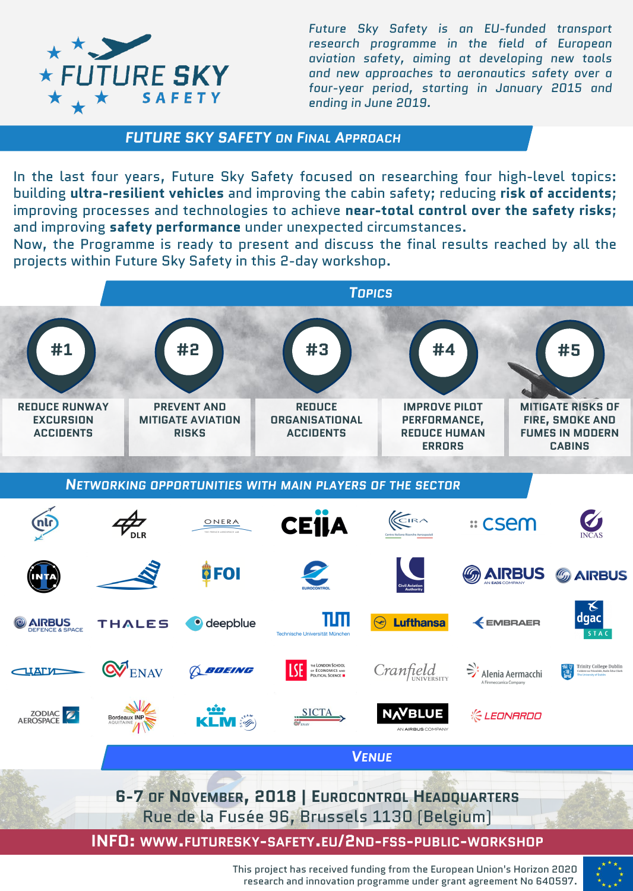# FUTURE SKY SAFETY

*Future Sky Safety is an EU-funded transport research programme in the field of European aviation safety, aiming at developing new tools and new approaches to aeronautics safety over a four-year period, starting in January 2015 and ending in June 2019.*

## FUTURE SKY SAFETY ON FINAL APPROACH

In the last four years, Future Sky Safety focused on researching four high-level topics: building **ultra-resilient vehicles** and improving the cabin safety; reducing **risk of accidents**; improving processes and technologies to achieve **near-total control over the safety risks**; and improving **safety performance** under unexpected circumstances.

Now, the Programme is ready to present and discuss the final results reached by all the projects within Future Sky Safety in this 2-day workshop.

## TOPICS

- **#1** REDUCE RUNWAY EXCURSION ACCIDENTS
- **#2** PREVENT AND MITIGATE AVIATION RISKS
- **#3** REDUCE ORGANISATIONAL ACCIDENTS
- **#4** IMPROVE PILOT PERFORMANCE, REDUCE HUMAN ERRORS
- **#5** MITIGATE RISKS OF FIRE, SMOKE AND FUMES IN MODERN CABINS

## NETWORKING OPPORTUNITIES WITH MAIN PLAYERS OF THE SECTOR

NLR, DLR, ONERA, CEiiA, CIRA, CSEM, INCAS, INTA, FOI, EUROCONTROL, Civil Aviation Authority, AIRBUS, AIRBUS, AIRBUS Defence & Space, THALES, deepblue, Technische Universität München, Lufthansa, EMBRAER, dgac STAC, ENAV, BOEING, LSE The London School of Economics and Political Science, Cranfield University, Alenia Aermacchi, Trinity College Dublin, Zodiac Aerospace, Bordeaux INP Aquitaine, KLM, SICTA, NAVBLUE, LEONARDO

## VENUE

**6-7 OF NOVEMBER, 2018 | EUROCONTROL HEADQUARTERS**

Rue de la Fusée 96, Brussels 1130 (Belgium)

**INFO: WWW.FUTURESKY-SAFETY.EU/2ND-FSS-PUBLIC-WORKSHOP**

This project has received funding from the European Union's Horizon 2020 research and innovation programme under grant agreement No 640597.